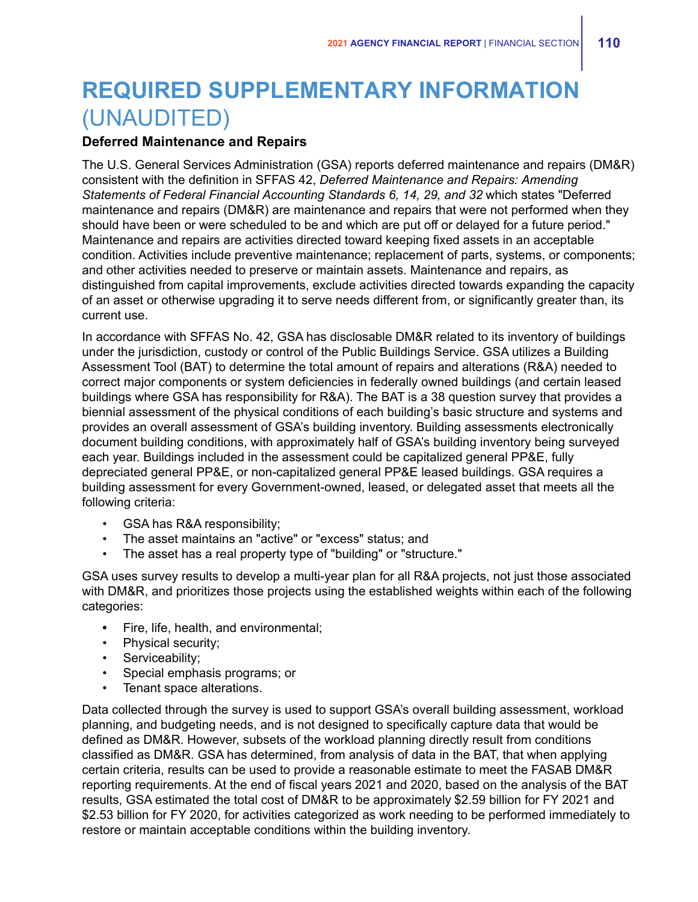# REQUIRED SUPPLEMENTARY INFORMATION (UNAUDITED)

### Deferred Maintenance and Repairs

The U.S. General Services Administration (GSA) reports deferred maintenance and repairs (DM&R) consistent with the definition in SFFAS 42, *Deferred Maintenance and Repairs: Amending Statements of Federal Financial Accounting Standards 6, 14, 29, and 32* which states "Deferred maintenance and repairs (DM&R) are maintenance and repairs that were not performed when they should have been or were scheduled to be and which are put off or delayed for a future period." Maintenance and repairs are activities directed toward keeping fixed assets in an acceptable condition. Activities include preventive maintenance; replacement of parts, systems, or components; and other activities needed to preserve or maintain assets. Maintenance and repairs, as distinguished from capital improvements, exclude activities directed towards expanding the capacity of an asset or otherwise upgrading it to serve needs different from, or significantly greater than, its current use.

In accordance with SFFAS No. 42, GSA has disclosable DM&R related to its inventory of buildings under the jurisdiction, custody or control of the Public Buildings Service. GSA utilizes a Building Assessment Tool (BAT) to determine the total amount of repairs and alterations (R&A) needed to correct major components or system deficiencies in federally owned buildings (and certain leased buildings where GSA has responsibility for R&A). The BAT is a 38 question survey that provides a biennial assessment of the physical conditions of each building's basic structure and systems and provides an overall assessment of GSA's building inventory. Building assessments electronically document building conditions, with approximately half of GSA's building inventory being surveyed each year. Buildings included in the assessment could be capitalized general PP&E, fully depreciated general PP&E, or non-capitalized general PP&E leased buildings. GSA requires a building assessment for every Government-owned, leased, or delegated asset that meets all the following criteria:

- GSA has R&A responsibility;
- The asset maintains an "active" or "excess" status; and
- The asset has a real property type of "building" or "structure."

GSA uses survey results to develop a multi-year plan for all R&A projects, not just those associated with DM&R, and prioritizes those projects using the established weights within each of the following categories:

- Fire, life, health, and environmental;
- Physical security;
- Serviceability;
- Special emphasis programs; or
- Tenant space alterations.

Data collected through the survey is used to support GSA's overall building assessment, workload planning, and budgeting needs, and is not designed to specifically capture data that would be defined as DM&R. However, subsets of the workload planning directly result from conditions classified as DM&R. GSA has determined, from analysis of data in the BAT, that when applying certain criteria, results can be used to provide a reasonable estimate to meet the FASAB DM&R reporting requirements. At the end of fiscal years 2021 and 2020, based on the analysis of the BAT results, GSA estimated the total cost of DM&R to be approximately $2.59 billion for FY 2021 and $2.53 billion for FY 2020, for activities categorized as work needing to be performed immediately to restore or maintain acceptable conditions within the building inventory.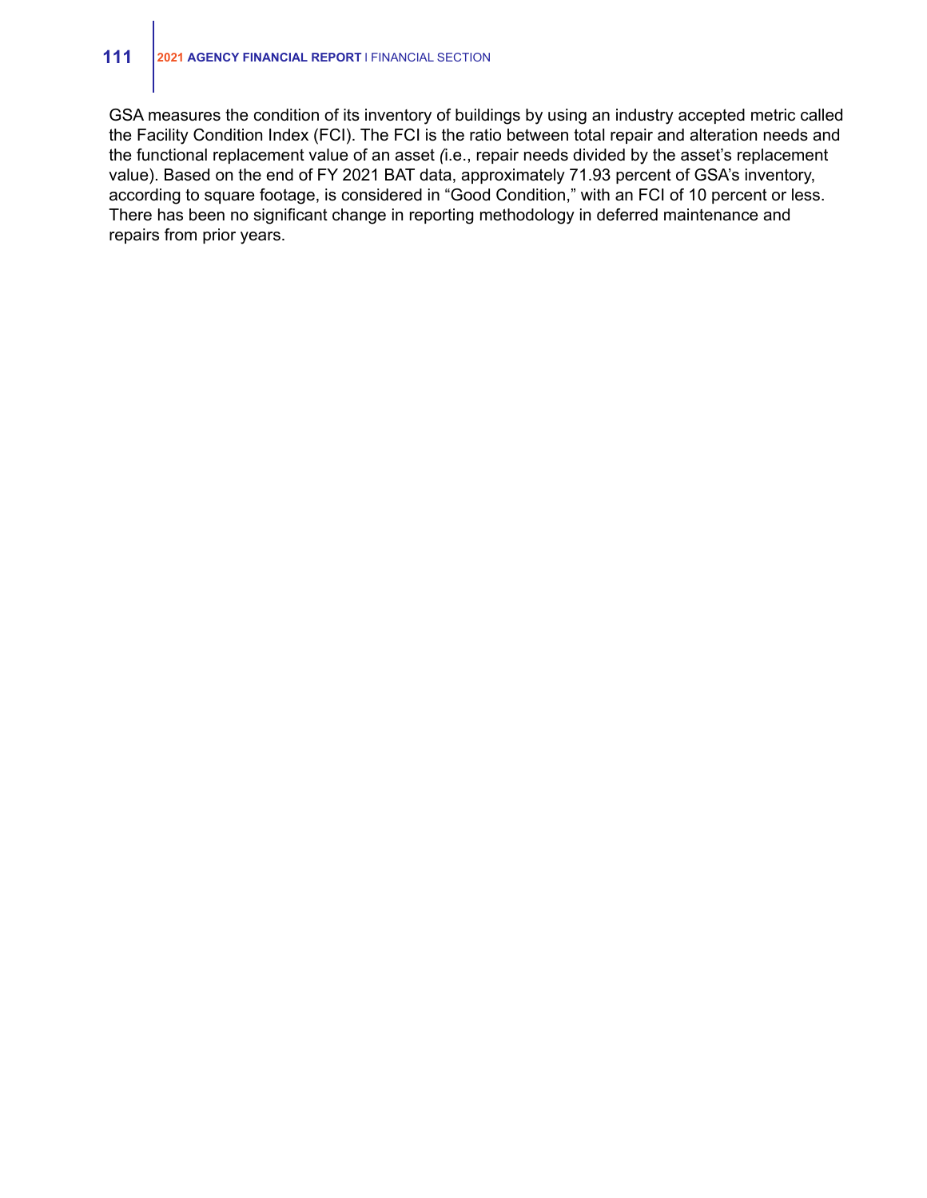GSA measures the condition of its inventory of buildings by using an industry accepted metric called the Facility Condition Index (FCI). The FCI is the ratio between total repair and alteration needs and the functional replacement value of an asset *(*i.e., repair needs divided by the asset's replacement value). Based on the end of FY 2021 BAT data, approximately 71.93 percent of GSA's inventory, according to square footage, is considered in "Good Condition," with an FCI of 10 percent or less. There has been no significant change in reporting methodology in deferred maintenance and repairs from prior years.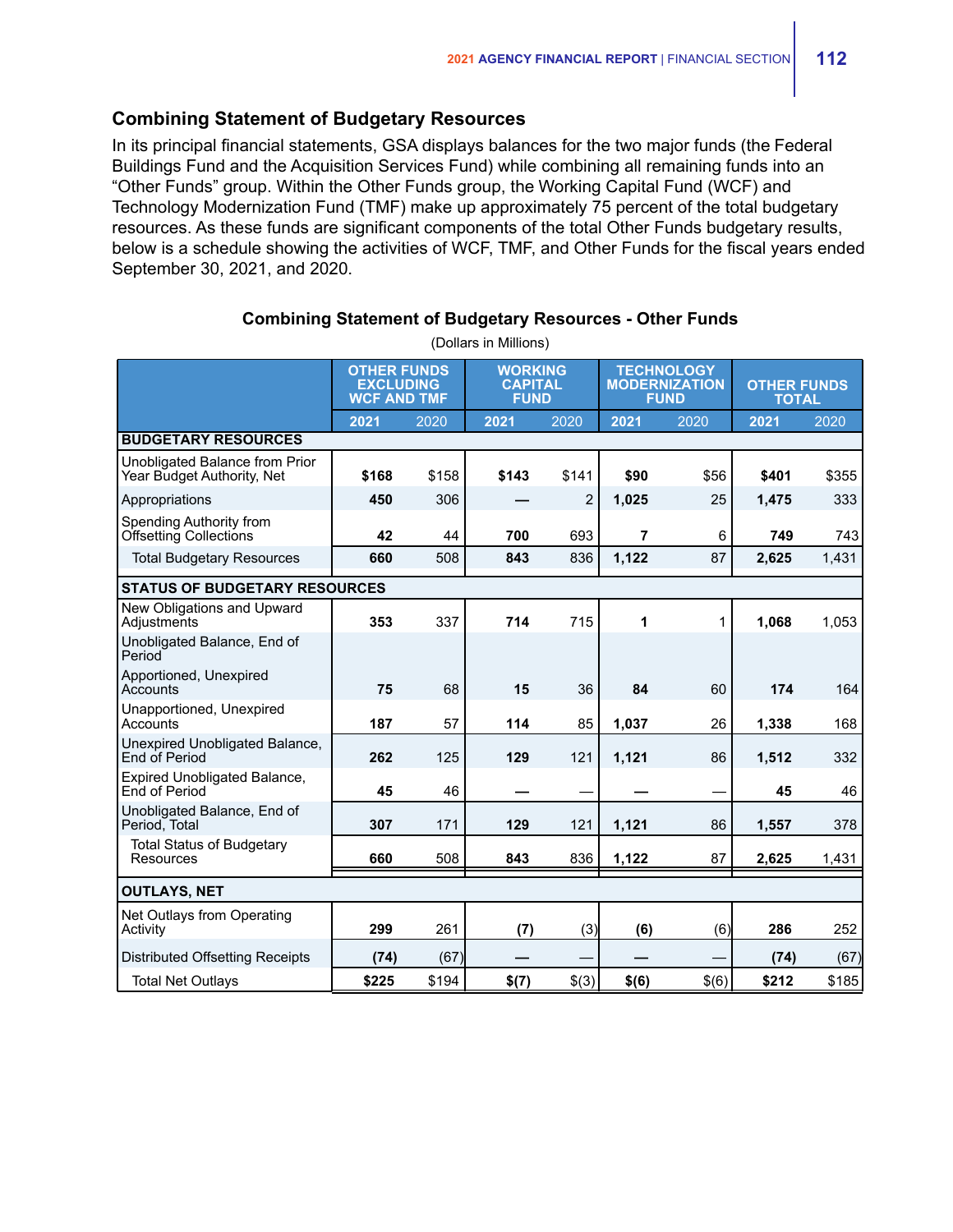## Combining Statement of Budgetary Resources

In its principal financial statements, GSA displays balances for the two major funds (the Federal Buildings Fund and the Acquisition Services Fund) while combining all remaining funds into an "Other Funds" group. Within the Other Funds group, the Working Capital Fund (WCF) and Technology Modernization Fund (TMF) make up approximately 75 percent of the total budgetary resources. As these funds are significant components of the total Other Funds budgetary results, below is a schedule showing the activities of WCF, TMF, and Other Funds for the fiscal years ended September 30, 2021, and 2020.

### Combining Statement of Budgetary Resources - Other Funds

(Dollars in Millions)

| | OTHER FUNDS EXCLUDING WCF AND TMF | | WORKING CAPITAL FUND | | TECHNOLOGY MODERNIZATION FUND | | OTHER FUNDS TOTAL | |
|---|---|---|---|---|---|---|---|---|
| | **2021** | 2020 | **2021** | 2020 | **2021** | 2020 | **2021** | 2020 |
| **BUDGETARY RESOURCES** | | | | | | | | |
| Unobligated Balance from Prior Year Budget Authority, Net | **$168** | $158 | **$143** | $141 | **$90** | $56 | **$401** | $355 |
| Appropriations | **450** | 306 | **—** | 2 | **1,025** | 25 | **1,475** | 333 |
| Spending Authority from Offsetting Collections | **42** | 44 | **700** | 693 | **7** | 6 | **749** | 743 |
| Total Budgetary Resources | **660** | 508 | **843** | 836 | **1,122** | 87 | **2,625** | 1,431 |
| **STATUS OF BUDGETARY RESOURCES** | | | | | | | | |
| New Obligations and Upward Adjustments | **353** | 337 | **714** | 715 | **1** | 1 | **1,068** | 1,053 |
| Unobligated Balance, End of Period | | | | | | | | |
| Apportioned, Unexpired Accounts | **75** | 68 | **15** | 36 | **84** | 60 | **174** | 164 |
| Unapportioned, Unexpired Accounts | **187** | 57 | **114** | 85 | **1,037** | 26 | **1,338** | 168 |
| Unexpired Unobligated Balance, End of Period | **262** | 125 | **129** | 121 | **1,121** | 86 | **1,512** | 332 |
| Expired Unobligated Balance, End of Period | **45** | 46 | **—** | — | **—** | — | **45** | 46 |
| Unobligated Balance, End of Period, Total | **307** | 171 | **129** | 121 | **1,121** | 86 | **1,557** | 378 |
| Total Status of Budgetary Resources | **660** | 508 | **843** | 836 | **1,122** | 87 | **2,625** | 1,431 |
| **OUTLAYS, NET** | | | | | | | | |
| Net Outlays from Operating Activity | **299** | 261 | **(7)** | (3) | **(6)** | (6) | **286** | 252 |
| Distributed Offsetting Receipts | **(74)** | (67) | **—** | — | **—** | — | **(74)** | (67) |
| Total Net Outlays | **$225** | $194 | **$(7)** | $(3) | **$(6)** | $(6) | **$212** | $185 |